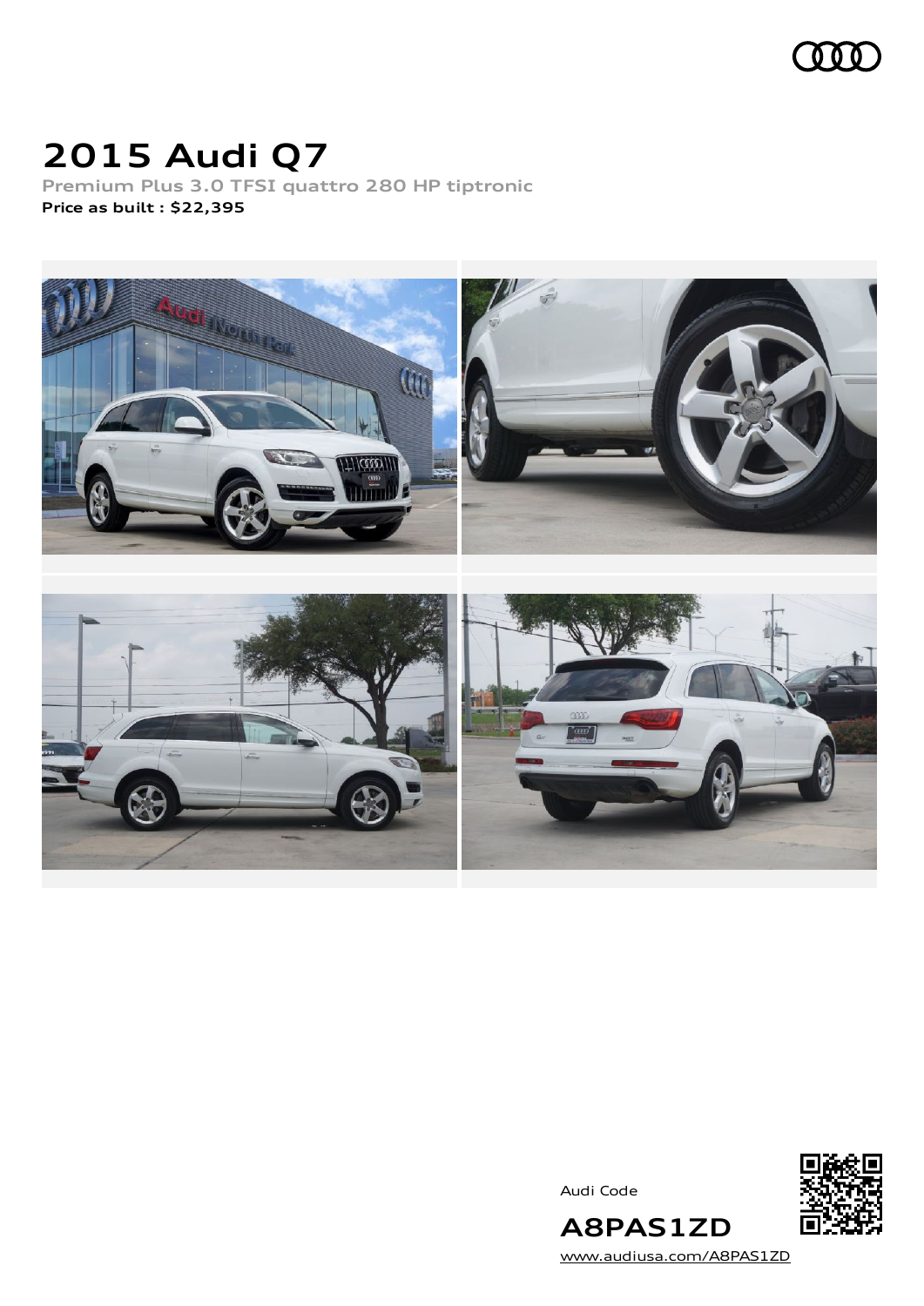# 2015 Audi Q7

Premium Plus 3.0 TFSI quattro 280 HP tiptronic

**Price as built : $22,395**

Audi Code

## A8PAS1ZD

www.audiusa.com/A8PAS1ZD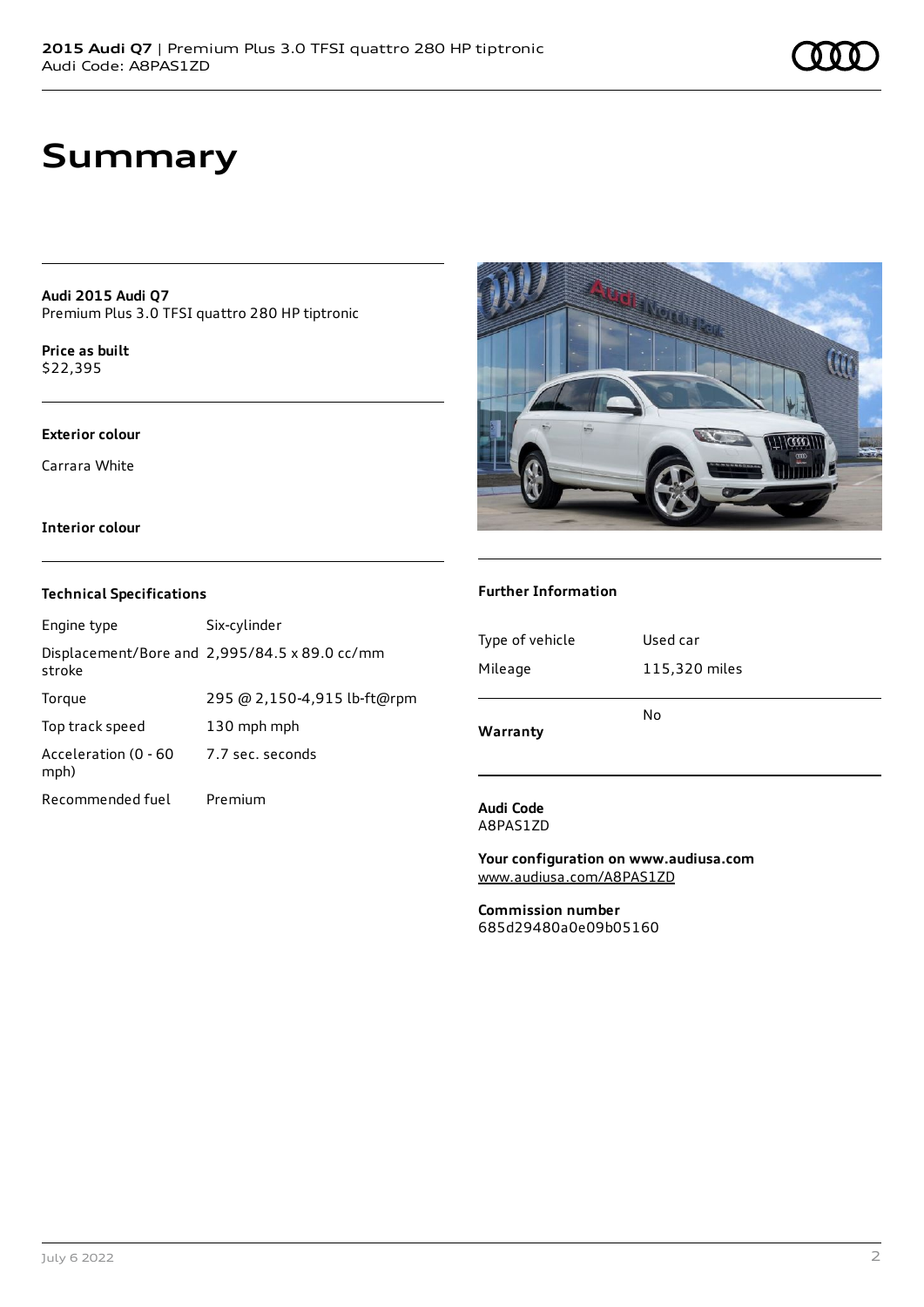# Summary

**Audi 2015 Audi Q7**
Premium Plus 3.0 TFSI quattro 280 HP tiptronic

**Price as built**
$22,395

**Exterior colour**

Carrara White

**Interior colour**

### Technical Specifications

| | |
|---|---|
| Engine type | Six-cylinder |
| Displacement/Bore and stroke | 2,995/84.5 x 89.0 cc/mm |
| Torque | 295 @ 2,150-4,915 lb-ft@rpm |
| Top track speed | 130 mph mph |
| Acceleration (0 - 60 mph) | 7.7 sec. seconds |
| Recommended fuel | Premium |

### Further Information

| | |
|---|---|
| Type of vehicle | Used car |
| Mileage | 115,320 miles |
| **Warranty** | No |

**Audi Code**
A8PAS1ZD

**Your configuration on www.audiusa.com**
www.audiusa.com/A8PAS1ZD

**Commission number**
685d29480a0e09b05160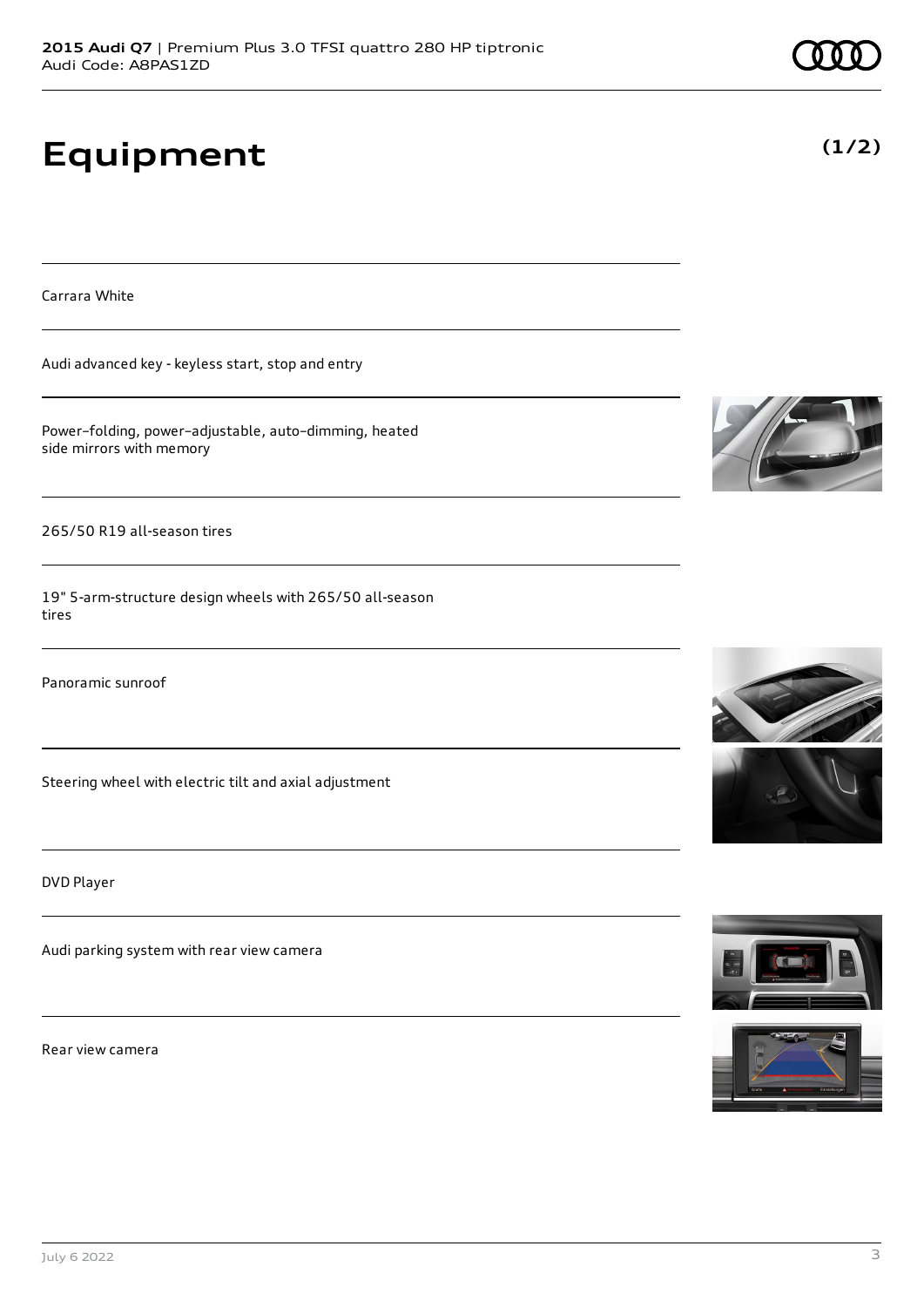# Equipment

**(1/2)**

Carrara White

Audi advanced key - keyless start, stop and entry

Power–folding, power–adjustable, auto–dimming, heated side mirrors with memory

265/50 R19 all-season tires

19" 5-arm-structure design wheels with 265/50 all-season tires

Panoramic sunroof

Steering wheel with electric tilt and axial adjustment

DVD Player

Audi parking system with rear view camera

Rear view camera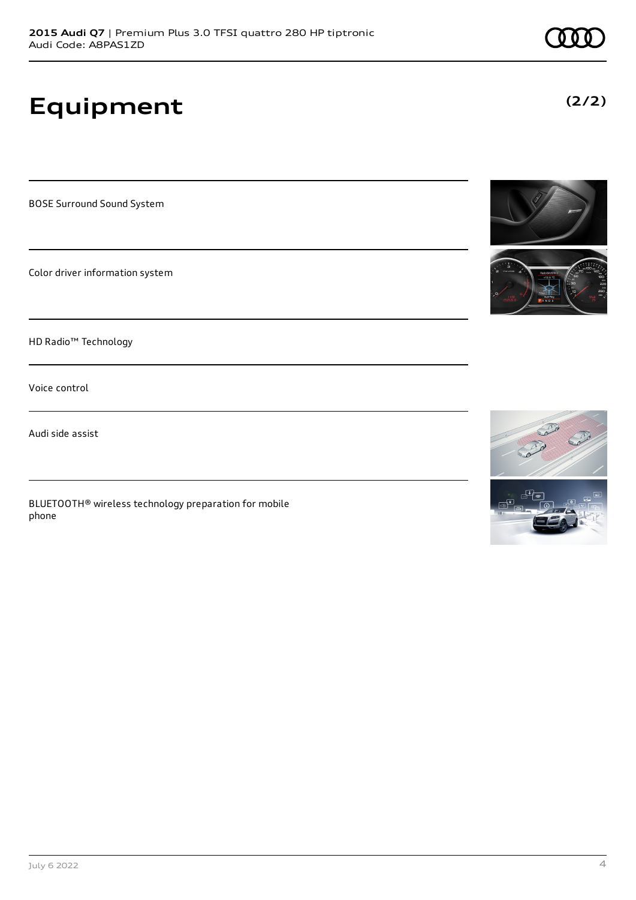# Equipment

**(2/2)**

BOSE Surround Sound System

Color driver information system

HD Radio™ Technology

Voice control

Audi side assist

BLUETOOTH® wireless technology preparation for mobile phone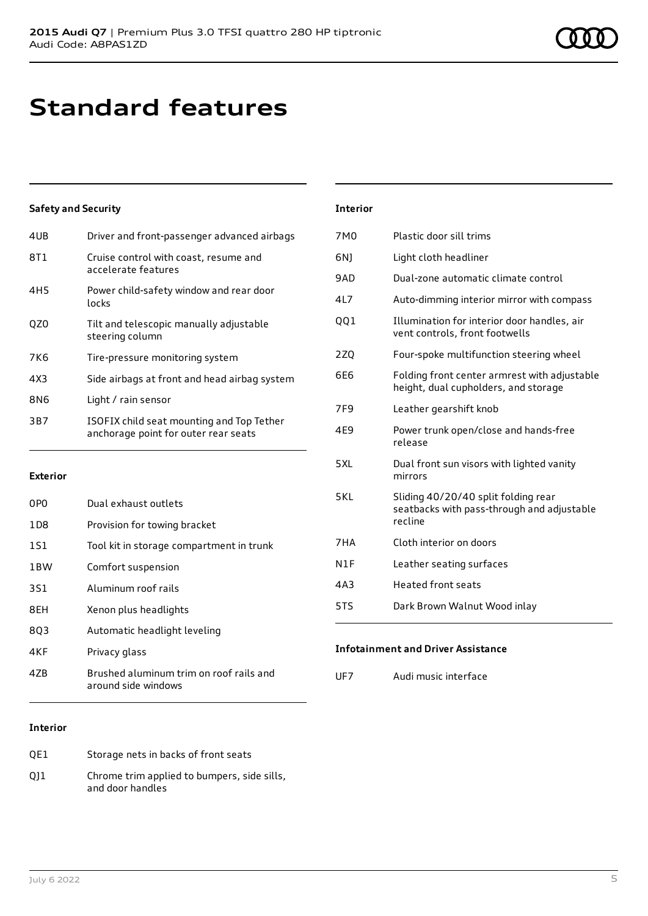# Standard features

### Safety and Security

| | |
|---|---|
| 4UB | Driver and front-passenger advanced airbags |
| 8T1 | Cruise control with coast, resume and accelerate features |
| 4H5 | Power child-safety window and rear door locks |
| QZ0 | Tilt and telescopic manually adjustable steering column |
| 7K6 | Tire-pressure monitoring system |
| 4X3 | Side airbags at front and head airbag system |
| 8N6 | Light / rain sensor |
| 3B7 | ISOFIX child seat mounting and Top Tether anchorage point for outer rear seats |

### Exterior

| | |
|---|---|
| 0P0 | Dual exhaust outlets |
| 1D8 | Provision for towing bracket |
| 1S1 | Tool kit in storage compartment in trunk |
| 1BW | Comfort suspension |
| 3S1 | Aluminum roof rails |
| 8EH | Xenon plus headlights |
| 8Q3 | Automatic headlight leveling |
| 4KF | Privacy glass |
| 4ZB | Brushed aluminum trim on roof rails and around side windows |

### Interior

| | |
|---|---|
| QE1 | Storage nets in backs of front seats |
| QJ1 | Chrome trim applied to bumpers, side sills, and door handles |
| 7M0 | Plastic door sill trims |
| 6NJ | Light cloth headliner |
| 9AD | Dual-zone automatic climate control |
| 4L7 | Auto-dimming interior mirror with compass |
| QQ1 | Illumination for interior door handles, air vent controls, front footwells |
| 2ZQ | Four-spoke multifunction steering wheel |
| 6E6 | Folding front center armrest with adjustable height, dual cupholders, and storage |
| 7F9 | Leather gearshift knob |
| 4E9 | Power trunk open/close and hands-free release |
| 5XL | Dual front sun visors with lighted vanity mirrors |
| 5KL | Sliding 40/20/40 split folding rear seatbacks with pass-through and adjustable recline |
| 7HA | Cloth interior on doors |
| N1F | Leather seating surfaces |
| 4A3 | Heated front seats |
| 5TS | Dark Brown Walnut Wood inlay |

### Infotainment and Driver Assistance

| | |
|---|---|
| UF7 | Audi music interface |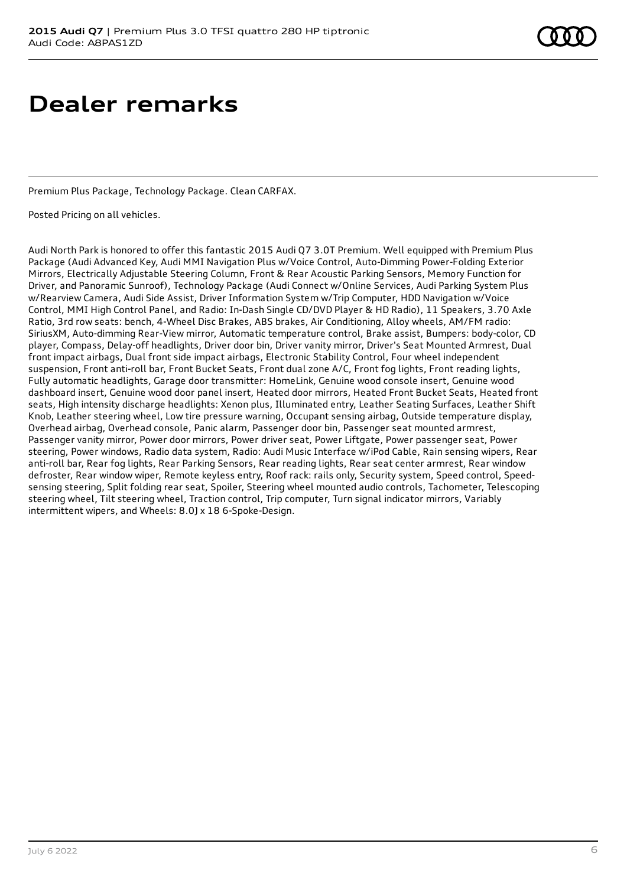# Dealer remarks

Premium Plus Package, Technology Package. Clean CARFAX.

Posted Pricing on all vehicles.

Audi North Park is honored to offer this fantastic 2015 Audi Q7 3.0T Premium. Well equipped with Premium Plus Package (Audi Advanced Key, Audi MMI Navigation Plus w/Voice Control, Auto-Dimming Power-Folding Exterior Mirrors, Electrically Adjustable Steering Column, Front & Rear Acoustic Parking Sensors, Memory Function for Driver, and Panoramic Sunroof), Technology Package (Audi Connect w/Online Services, Audi Parking System Plus w/Rearview Camera, Audi Side Assist, Driver Information System w/Trip Computer, HDD Navigation w/Voice Control, MMI High Control Panel, and Radio: In-Dash Single CD/DVD Player & HD Radio), 11 Speakers, 3.70 Axle Ratio, 3rd row seats: bench, 4-Wheel Disc Brakes, ABS brakes, Air Conditioning, Alloy wheels, AM/FM radio: SiriusXM, Auto-dimming Rear-View mirror, Automatic temperature control, Brake assist, Bumpers: body-color, CD player, Compass, Delay-off headlights, Driver door bin, Driver vanity mirror, Driver's Seat Mounted Armrest, Dual front impact airbags, Dual front side impact airbags, Electronic Stability Control, Four wheel independent suspension, Front anti-roll bar, Front Bucket Seats, Front dual zone A/C, Front fog lights, Front reading lights, Fully automatic headlights, Garage door transmitter: HomeLink, Genuine wood console insert, Genuine wood dashboard insert, Genuine wood door panel insert, Heated door mirrors, Heated Front Bucket Seats, Heated front seats, High intensity discharge headlights: Xenon plus, Illuminated entry, Leather Seating Surfaces, Leather Shift Knob, Leather steering wheel, Low tire pressure warning, Occupant sensing airbag, Outside temperature display, Overhead airbag, Overhead console, Panic alarm, Passenger door bin, Passenger seat mounted armrest, Passenger vanity mirror, Power door mirrors, Power driver seat, Power Liftgate, Power passenger seat, Power steering, Power windows, Radio data system, Radio: Audi Music Interface w/iPod Cable, Rain sensing wipers, Rear anti-roll bar, Rear fog lights, Rear Parking Sensors, Rear reading lights, Rear seat center armrest, Rear window defroster, Rear window wiper, Remote keyless entry, Roof rack: rails only, Security system, Speed control, Speed-sensing steering, Split folding rear seat, Spoiler, Steering wheel mounted audio controls, Tachometer, Telescoping steering wheel, Tilt steering wheel, Traction control, Trip computer, Turn signal indicator mirrors, Variably intermittent wipers, and Wheels: 8.0J x 18 6-Spoke-Design.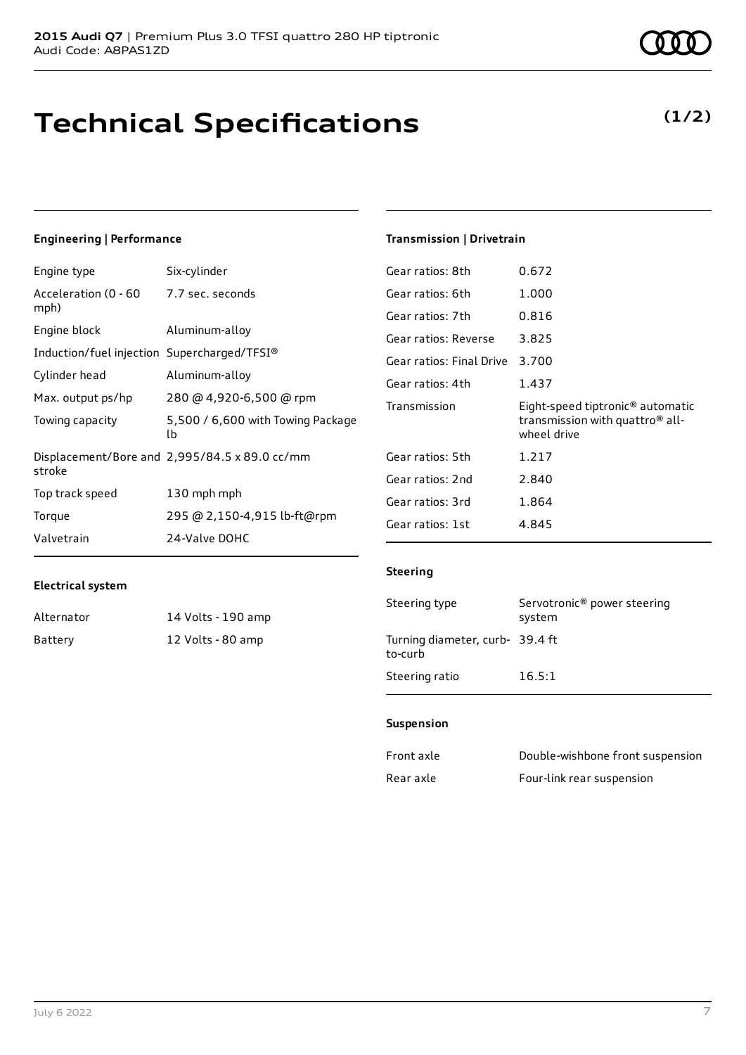# Technical Specifications

**(1/2)**

### Engineering | Performance

| | |
|---|---|
| Engine type | Six-cylinder |
| Acceleration (0 - 60 mph) | 7.7 sec. seconds |
| Engine block | Aluminum-alloy |
| Induction/fuel injection | Supercharged/TFSI® |
| Cylinder head | Aluminum-alloy |
| Max. output ps/hp | 280 @ 4,920-6,500 @ rpm |
| Towing capacity | 5,500 / 6,600 with Towing Package lb |
| Displacement/Bore and stroke | 2,995/84.5 x 89.0 cc/mm |
| Top track speed | 130 mph mph |
| Torque | 295 @ 2,150-4,915 lb-ft@rpm |
| Valvetrain | 24-Valve DOHC |

### Electrical system

| | |
|---|---|
| Alternator | 14 Volts - 190 amp |
| Battery | 12 Volts - 80 amp |

### Transmission | Drivetrain

| | |
|---|---|
| Gear ratios: 8th | 0.672 |
| Gear ratios: 6th | 1.000 |
| Gear ratios: 7th | 0.816 |
| Gear ratios: Reverse | 3.825 |
| Gear ratios: Final Drive | 3.700 |
| Gear ratios: 4th | 1.437 |
| Transmission | Eight-speed tiptronic® automatic transmission with quattro® all-wheel drive |
| Gear ratios: 5th | 1.217 |
| Gear ratios: 2nd | 2.840 |
| Gear ratios: 3rd | 1.864 |
| Gear ratios: 1st | 4.845 |

### Steering

| | |
|---|---|
| Steering type | Servotronic® power steering system |
| Turning diameter, curb-to-curb | 39.4 ft |
| Steering ratio | 16.5:1 |

### Suspension

| | |
|---|---|
| Front axle | Double-wishbone front suspension |
| Rear axle | Four-link rear suspension |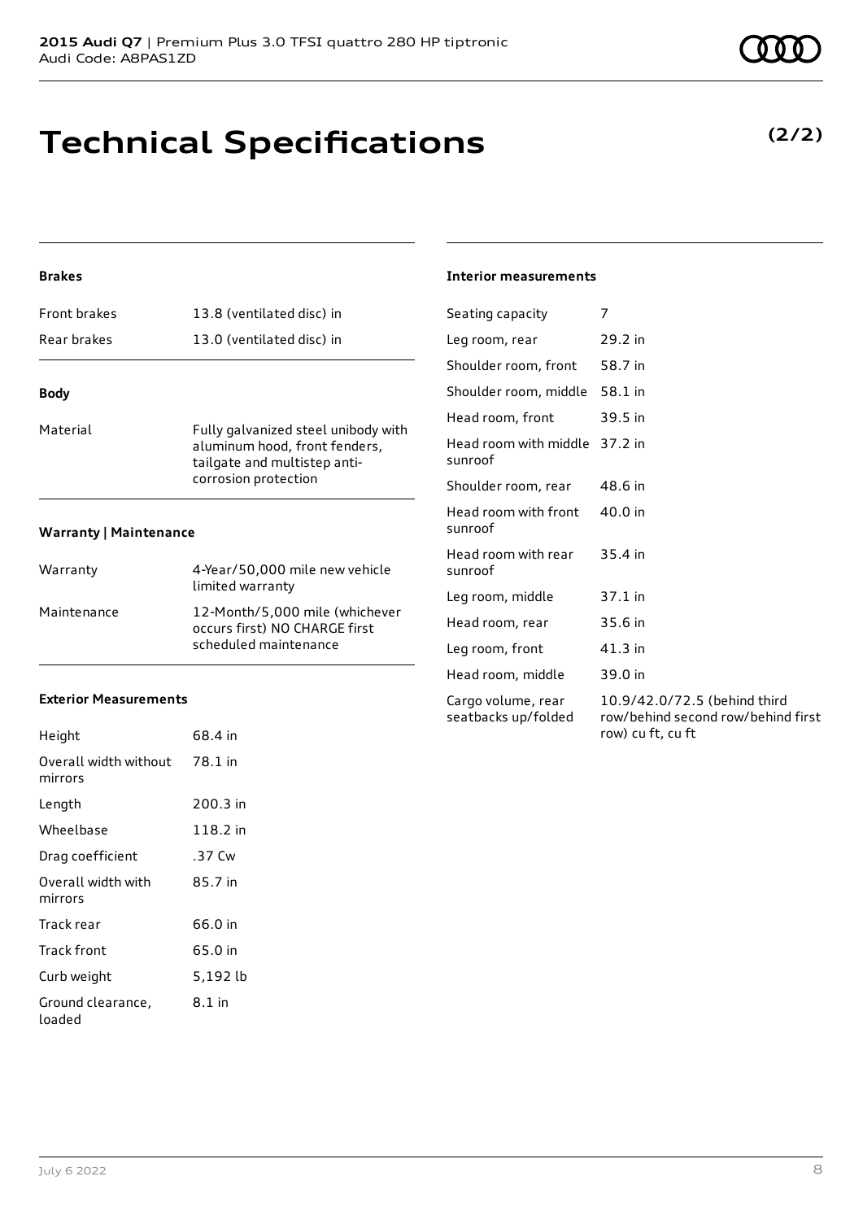# Technical Specifications

**(2/2)**

### Brakes

| | |
|---|---|
| Front brakes | 13.8 (ventilated disc) in |
| Rear brakes | 13.0 (ventilated disc) in |

### Body

| | |
|---|---|
| Material | Fully galvanized steel unibody with aluminum hood, front fenders, tailgate and multistep anti-corrosion protection |

### Warranty | Maintenance

| | |
|---|---|
| Warranty | 4-Year/50,000 mile new vehicle limited warranty |
| Maintenance | 12-Month/5,000 mile (whichever occurs first) NO CHARGE first scheduled maintenance |

### Exterior Measurements

| | |
|---|---|
| Height | 68.4 in |
| Overall width without mirrors | 78.1 in |
| Length | 200.3 in |
| Wheelbase | 118.2 in |
| Drag coefficient | .37 Cw |
| Overall width with mirrors | 85.7 in |
| Track rear | 66.0 in |
| Track front | 65.0 in |
| Curb weight | 5,192 lb |
| Ground clearance, loaded | 8.1 in |

### Interior measurements

| | |
|---|---|
| Seating capacity | 7 |
| Leg room, rear | 29.2 in |
| Shoulder room, front | 58.7 in |
| Shoulder room, middle | 58.1 in |
| Head room, front | 39.5 in |
| Head room with middle sunroof | 37.2 in |
| Shoulder room, rear | 48.6 in |
| Head room with front sunroof | 40.0 in |
| Head room with rear sunroof | 35.4 in |
| Leg room, middle | 37.1 in |
| Head room, rear | 35.6 in |
| Leg room, front | 41.3 in |
| Head room, middle | 39.0 in |
| Cargo volume, rear seatbacks up/folded | 10.9/42.0/72.5 (behind third row/behind second row/behind first row) cu ft, cu ft |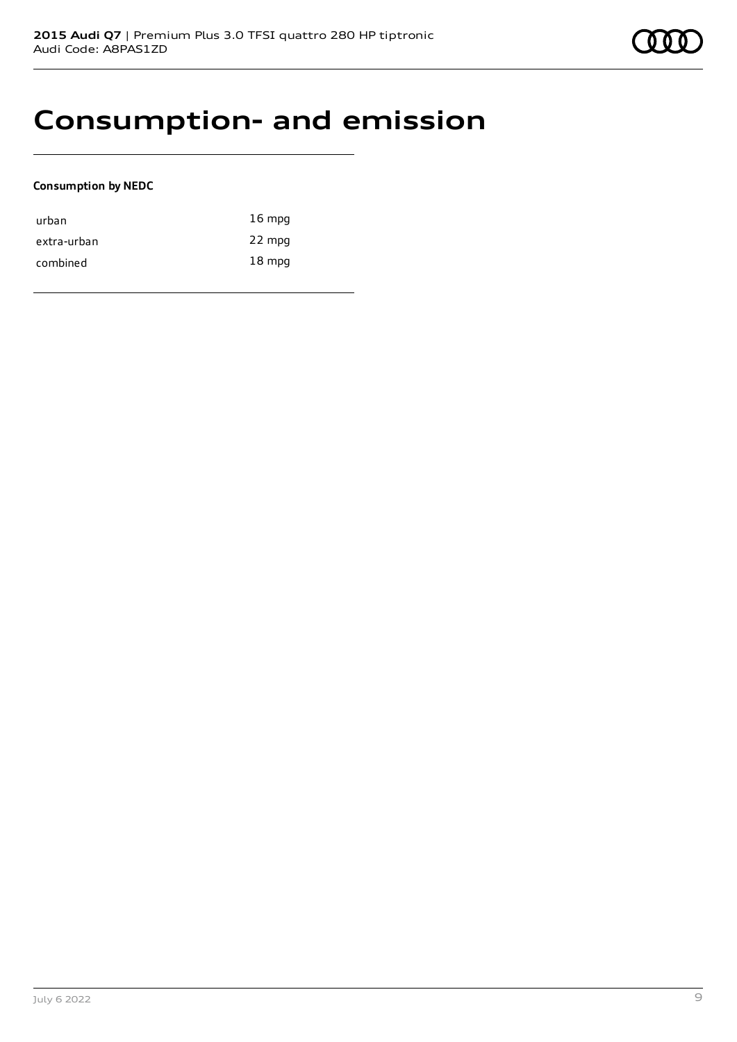# Consumption- and emission

**Consumption by NEDC**

| | |
|---|---|
| urban | 16 mpg |
| extra-urban | 22 mpg |
| combined | 18 mpg |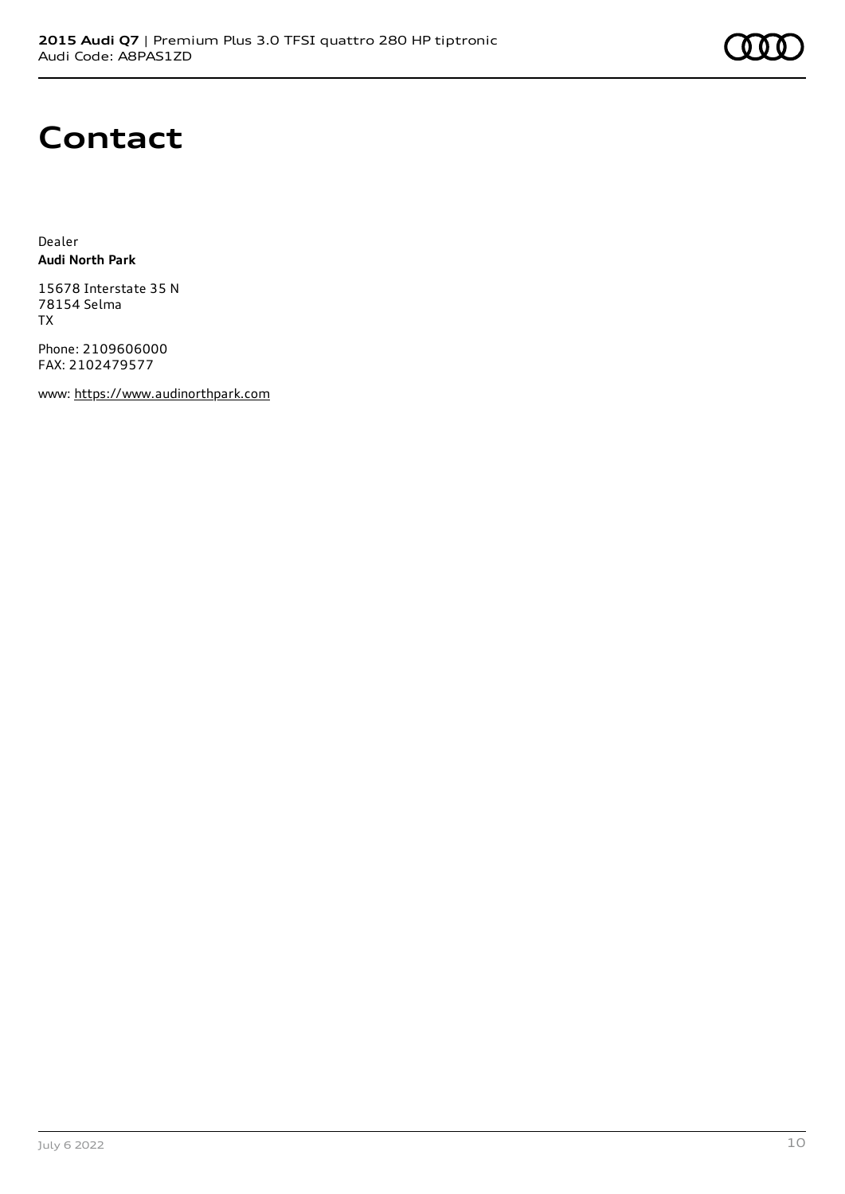# Contact

Dealer
**Audi North Park**

15678 Interstate 35 N
78154 Selma
TX

Phone: 2109606000
FAX: 2102479577

www: https://www.audinorthpark.com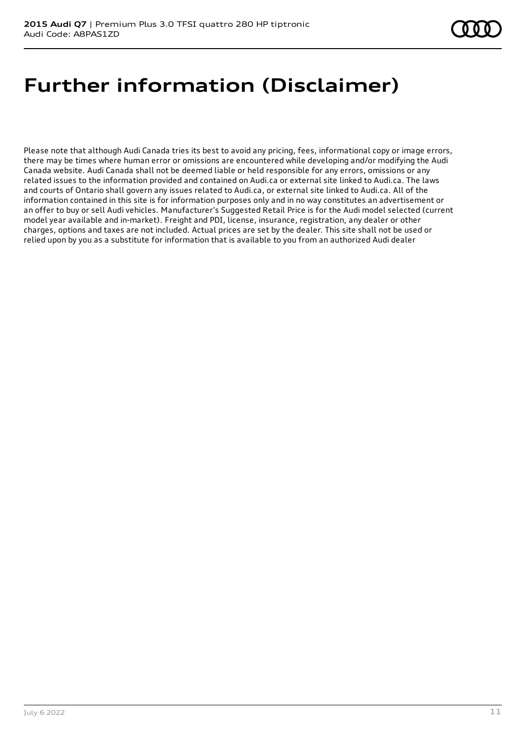# Further information (Disclaimer)

Please note that although Audi Canada tries its best to avoid any pricing, fees, informational copy or image errors, there may be times where human error or omissions are encountered while developing and/or modifying the Audi Canada website. Audi Canada shall not be deemed liable or held responsible for any errors, omissions or any related issues to the information provided and contained on Audi.ca or external site linked to Audi.ca. The laws and courts of Ontario shall govern any issues related to Audi.ca, or external site linked to Audi.ca. All of the information contained in this site is for information purposes only and in no way constitutes an advertisement or an offer to buy or sell Audi vehicles. Manufacturer's Suggested Retail Price is for the Audi model selected (current model year available and in-market). Freight and PDI, license, insurance, registration, any dealer or other charges, options and taxes are not included. Actual prices are set by the dealer. This site shall not be used or relied upon by you as a substitute for information that is available to you from an authorized Audi dealer